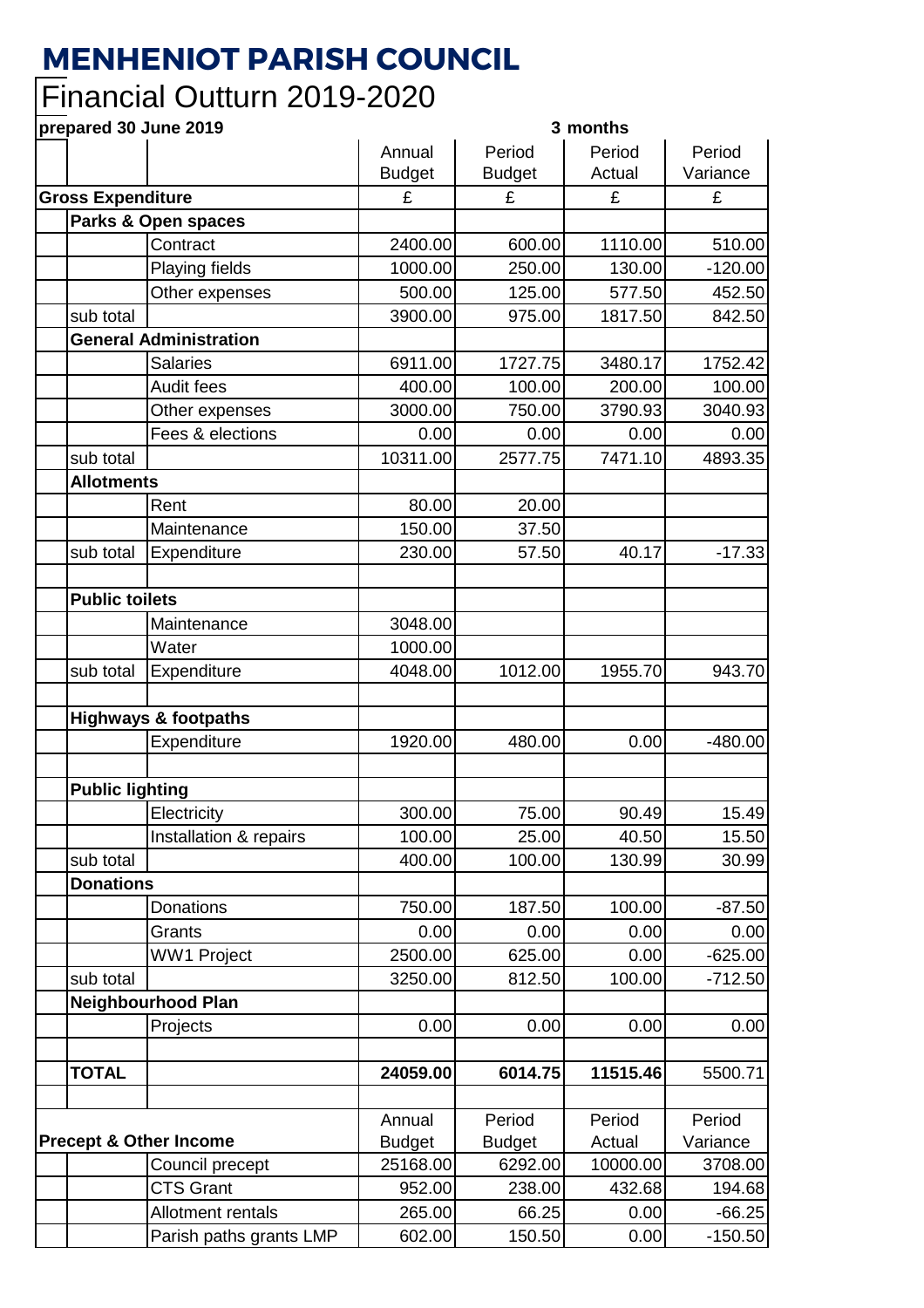# MENHENIOT PARISH COUNCIL

## Financial Outturn 2019-2020

| prepared 30 June 2019 | | | | 3 months | | |
|---|---|---|---|---|---|---|
| | | Annual Budget | Period Budget | Period Actual | Period Variance |
| **Gross Expenditure** | | £ | £ | £ | £ |
| **Parks & Open spaces** | | | | | |
| | Contract | 2400.00 | 600.00 | 1110.00 | 510.00 |
| | Playing fields | 1000.00 | 250.00 | 130.00 | -120.00 |
| | Other expenses | 500.00 | 125.00 | 577.50 | 452.50 |
| sub total | | 3900.00 | 975.00 | 1817.50 | 842.50 |
| **General Administration** | | | | | |
| | Salaries | 6911.00 | 1727.75 | 3480.17 | 1752.42 |
| | Audit fees | 400.00 | 100.00 | 200.00 | 100.00 |
| | Other expenses | 3000.00 | 750.00 | 3790.93 | 3040.93 |
| | Fees & elections | 0.00 | 0.00 | 0.00 | 0.00 |
| sub total | | 10311.00 | 2577.75 | 7471.10 | 4893.35 |
| **Allotments** | | | | | |
| | Rent | 80.00 | 20.00 | | |
| | Maintenance | 150.00 | 37.50 | | |
| sub total | Expenditure | 230.00 | 57.50 | 40.17 | -17.33 |
| | | | | | |
| **Public toilets** | | | | | |
| | Maintenance | 3048.00 | | | |
| | Water | 1000.00 | | | |
| sub total | Expenditure | 4048.00 | 1012.00 | 1955.70 | 943.70 |
| | | | | | |
| **Highways & footpaths** | | | | | |
| | Expenditure | 1920.00 | 480.00 | 0.00 | -480.00 |
| | | | | | |
| **Public lighting** | | | | | |
| | Electricity | 300.00 | 75.00 | 90.49 | 15.49 |
| | Installation & repairs | 100.00 | 25.00 | 40.50 | 15.50 |
| sub total | | 400.00 | 100.00 | 130.99 | 30.99 |
| **Donations** | | | | | |
| | Donations | 750.00 | 187.50 | 100.00 | -87.50 |
| | Grants | 0.00 | 0.00 | 0.00 | 0.00 |
| | WW1 Project | 2500.00 | 625.00 | 0.00 | -625.00 |
| sub total | | 3250.00 | 812.50 | 100.00 | -712.50 |
| **Neighbourhood Plan** | | | | | |
| | Projects | 0.00 | 0.00 | 0.00 | 0.00 |
| | | | | | |
| **TOTAL** | | **24059.00** | **6014.75** | **11515.46** | 5500.71 |
| | | | | | |
| **Precept & Other Income** | | Annual Budget | Period Budget | Period Actual | Period Variance |
| | Council precept | 25168.00 | 6292.00 | 10000.00 | 3708.00 |
| | CTS Grant | 952.00 | 238.00 | 432.68 | 194.68 |
| | Allotment rentals | 265.00 | 66.25 | 0.00 | -66.25 |
| | Parish paths grants LMP | 602.00 | 150.50 | 0.00 | -150.50 |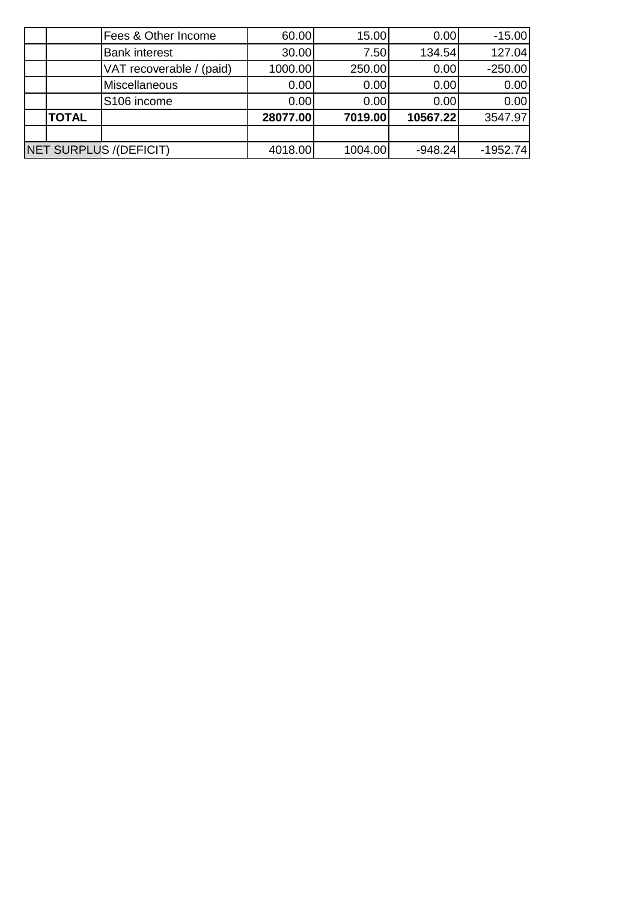| | | | | | | |
|---|---|---|---|---|---|---|
| | | Fees & Other Income | 60.00 | 15.00 | 0.00 | -15.00 |
| | | Bank interest | 30.00 | 7.50 | 134.54 | 127.04 |
| | | VAT recoverable / (paid) | 1000.00 | 250.00 | 0.00 | -250.00 |
| | | Miscellaneous | 0.00 | 0.00 | 0.00 | 0.00 |
| | | S106 income | 0.00 | 0.00 | 0.00 | 0.00 |
| | **TOTAL** | | **28077.00** | **7019.00** | **10567.22** | 3547.97 |
| | | | | | | |
| NET SURPLUS /(DEFICIT) | | | 4018.00 | 1004.00 | -948.24 | -1952.74 |